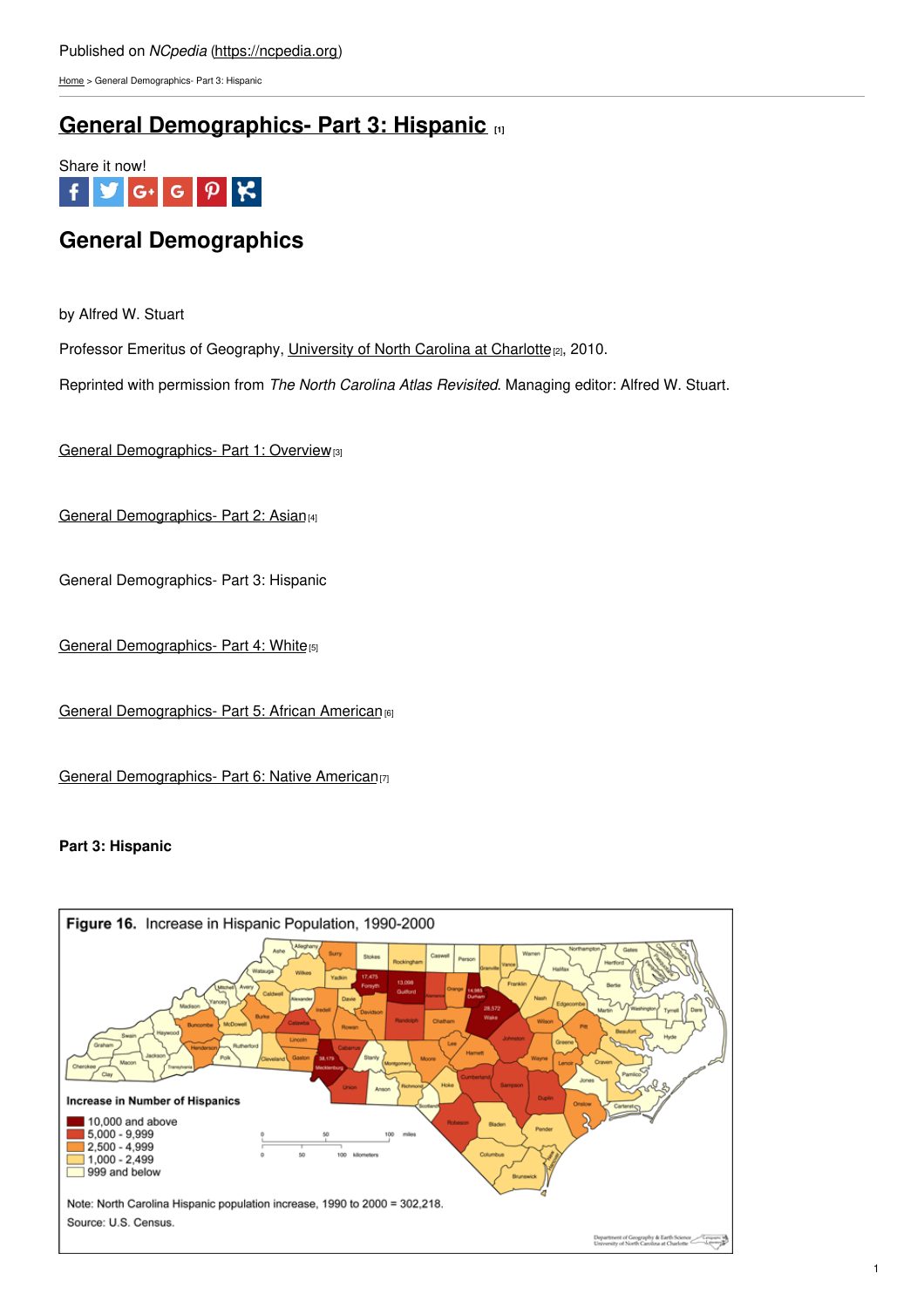Published on *NCpedia* (https://ncpedia.org)

Home > General Demographics- Part 3: Hispanic

# General Demographics- Part 3: Hispanic [1]

Share it now!

## General Demographics

by Alfred W. Stuart

Professor Emeritus of Geography, University of North Carolina at Charlotte [2], 2010.

Reprinted with permission from *The North Carolina Atlas Revisited*. Managing editor: Alfred W. Stuart.

General Demographics- Part 1: Overview [3]

General Demographics- Part 2: Asian [4]

General Demographics- Part 3: Hispanic

General Demographics- Part 4: White [5]

General Demographics- Part 5: African American [6]

General Demographics- Part 6: Native American [7]

**Part 3: Hispanic**

**Figure 16.** Increase in Hispanic Population, 1990-2000

**Increase in Number of Hispanics**

- 10,000 and above
- 5,000 - 9,999
- 2,500 - 4,999
- 1,000 - 2,499
- 999 and below

Note: North Carolina Hispanic population increase, 1990 to 2000 = 302,218.

Source: U.S. Census.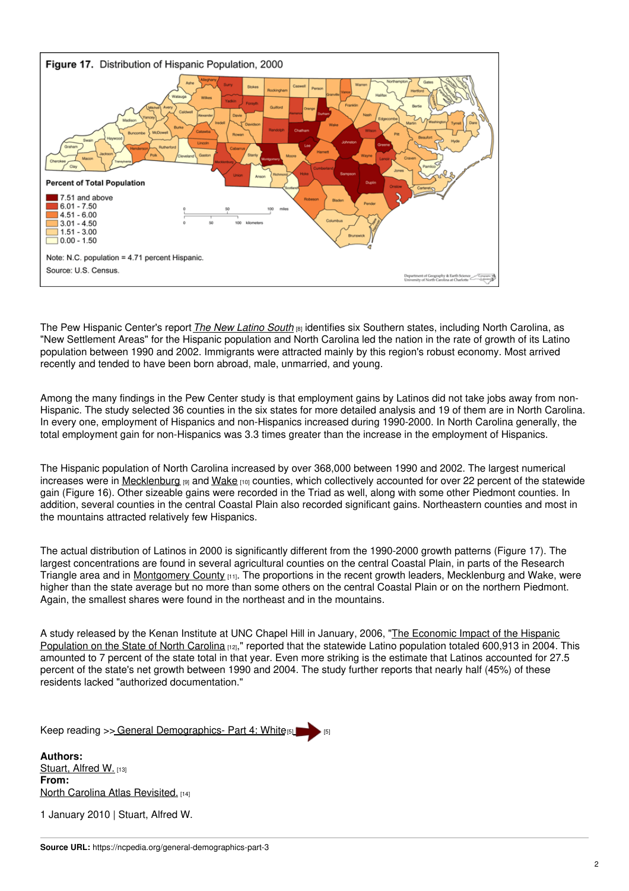**Figure 17.** Distribution of Hispanic Population, 2000

Percent of Total Population

- 7.51 and above
- 6.01 - 7.50
- 4.51 - 6.00
- 3.01 - 4.50
- 1.51 - 3.00
- 0.00 - 1.50

Note: N.C. population = 4.71 percent Hispanic.

Source: U.S. Census.

The Pew Hispanic Center's report *The New Latino South* [8] identifies six Southern states, including North Carolina, as "New Settlement Areas" for the Hispanic population and North Carolina led the nation in the rate of growth of its Latino population between 1990 and 2002. Immigrants were attracted mainly by this region's robust economy. Most arrived recently and tended to have been born abroad, male, unmarried, and young.

Among the many findings in the Pew Center study is that employment gains by Latinos did not take jobs away from non-Hispanic. The study selected 36 counties in the six states for more detailed analysis and 19 of them are in North Carolina. In every one, employment of Hispanics and non-Hispanics increased during 1990-2000. In North Carolina generally, the total employment gain for non-Hispanics was 3.3 times greater than the increase in the employment of Hispanics.

The Hispanic population of North Carolina increased by over 368,000 between 1990 and 2002. The largest numerical increases were in Mecklenburg [9] and Wake [10] counties, which collectively accounted for over 22 percent of the statewide gain (Figure 16). Other sizeable gains were recorded in the Triad as well, along with some other Piedmont counties. In addition, several counties in the central Coastal Plain also recorded significant gains. Northeastern counties and most in the mountains attracted relatively few Hispanics.

The actual distribution of Latinos in 2000 is significantly different from the 1990-2000 growth patterns (Figure 17). The largest concentrations are found in several agricultural counties on the central Coastal Plain, in parts of the Research Triangle area and in Montgomery County [11]. The proportions in the recent growth leaders, Mecklenburg and Wake, were higher than the state average but no more than some others on the central Coastal Plain or on the northern Piedmont. Again, the smallest shares were found in the northeast and in the mountains.

A study released by the Kenan Institute at UNC Chapel Hill in January, 2006, "The Economic Impact of the Hispanic Population on the State of North Carolina [12]," reported that the statewide Latino population totaled 600,913 in 2004. This amounted to 7 percent of the state total in that year. Even more striking is the estimate that Latinos accounted for 27.5 percent of the state's net growth between 1990 and 2004. The study further reports that nearly half (45%) of these residents lacked "authorized documentation."

Keep reading >> General Demographics- Part 4: White [5] [5]

**Authors:**
Stuart, Alfred W. [13]
**From:**
North Carolina Atlas Revisited. [14]

1 January 2010 | Stuart, Alfred W.

**Source URL:** https://ncpedia.org/general-demographics-part-3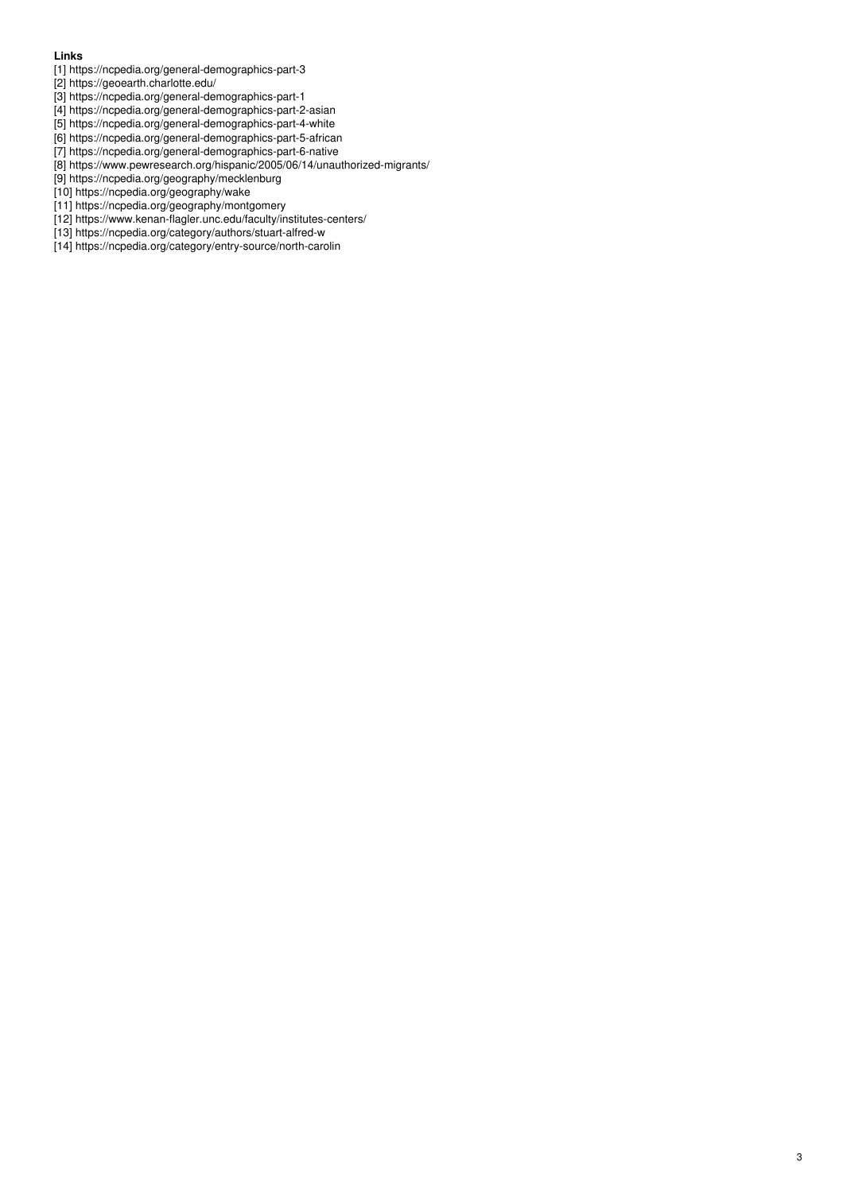**Links**

[1] https://ncpedia.org/general-demographics-part-3
[2] https://geoearth.charlotte.edu/
[3] https://ncpedia.org/general-demographics-part-1
[4] https://ncpedia.org/general-demographics-part-2-asian
[5] https://ncpedia.org/general-demographics-part-4-white
[6] https://ncpedia.org/general-demographics-part-5-african
[7] https://ncpedia.org/general-demographics-part-6-native
[8] https://www.pewresearch.org/hispanic/2005/06/14/unauthorized-migrants/
[9] https://ncpedia.org/geography/mecklenburg
[10] https://ncpedia.org/geography/wake
[11] https://ncpedia.org/geography/montgomery
[12] https://www.kenan-flagler.unc.edu/faculty/institutes-centers/
[13] https://ncpedia.org/category/authors/stuart-alfred-w
[14] https://ncpedia.org/category/entry-source/north-carolin